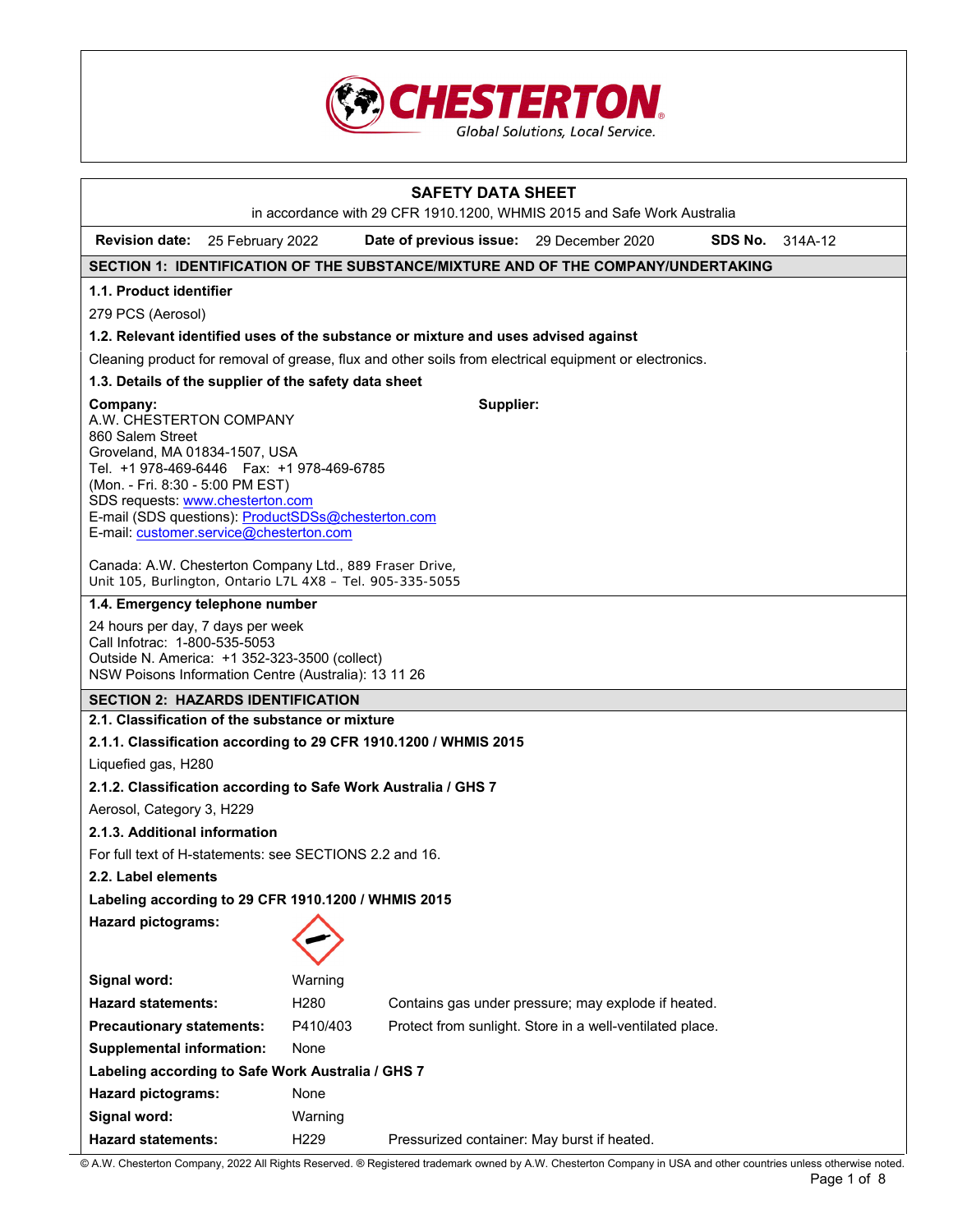# SAFETY DATA SHEET

in accordance with 29 CFR 1910.1200, WHMIS 2015 and Safe Work Australia

**Revision date:** 25 February 2022 **Date of previous issue:** 29 December 2020 **SDS No.** 314A-12

## SECTION 1: IDENTIFICATION OF THE SUBSTANCE/MIXTURE AND OF THE COMPANY/UNDERTAKING

### 1.1. Product identifier

279 PCS (Aerosol)

### 1.2. Relevant identified uses of the substance or mixture and uses advised against

Cleaning product for removal of grease, flux and other soils from electrical equipment or electronics.

### 1.3. Details of the supplier of the safety data sheet

**Company:**
A.W. CHESTERTON COMPANY
860 Salem Street
Groveland, MA 01834-1507, USA
Tel. +1 978-469-6446 Fax: +1 978-469-6785
(Mon. - Fri. 8:30 - 5:00 PM EST)
SDS requests: www.chesterton.com
E-mail (SDS questions): ProductSDSs@chesterton.com
E-mail: customer.service@chesterton.com

Canada: A.W. Chesterton Company Ltd., 889 Fraser Drive, Unit 105, Burlington, Ontario L7L 4X8 – Tel. 905-335-5055

**Supplier:**

### 1.4. Emergency telephone number

24 hours per day, 7 days per week
Call Infotrac: 1-800-535-5053
Outside N. America: +1 352-323-3500 (collect)
NSW Poisons Information Centre (Australia): 13 11 26

## SECTION 2: HAZARDS IDENTIFICATION

### 2.1. Classification of the substance or mixture

#### 2.1.1. Classification according to 29 CFR 1910.1200 / WHMIS 2015

Liquefied gas, H280

#### 2.1.2. Classification according to Safe Work Australia / GHS 7

Aerosol, Category 3, H229

#### 2.1.3. Additional information

For full text of H-statements: see SECTIONS 2.2 and 16.

### 2.2. Label elements

**Labeling according to 29 CFR 1910.1200 / WHMIS 2015**

| | | |
|---|---|---|
| **Hazard pictograms:** | | |
| **Signal word:** | Warning | |
| **Hazard statements:** | H280 | Contains gas under pressure; may explode if heated. |
| **Precautionary statements:** | P410/403 | Protect from sunlight. Store in a well-ventilated place. |
| **Supplemental information:** | None | |

**Labeling according to Safe Work Australia / GHS 7**

| | | |
|---|---|---|
| **Hazard pictograms:** | None | |
| **Signal word:** | Warning | |
| **Hazard statements:** | H229 | Pressurized container: May burst if heated. |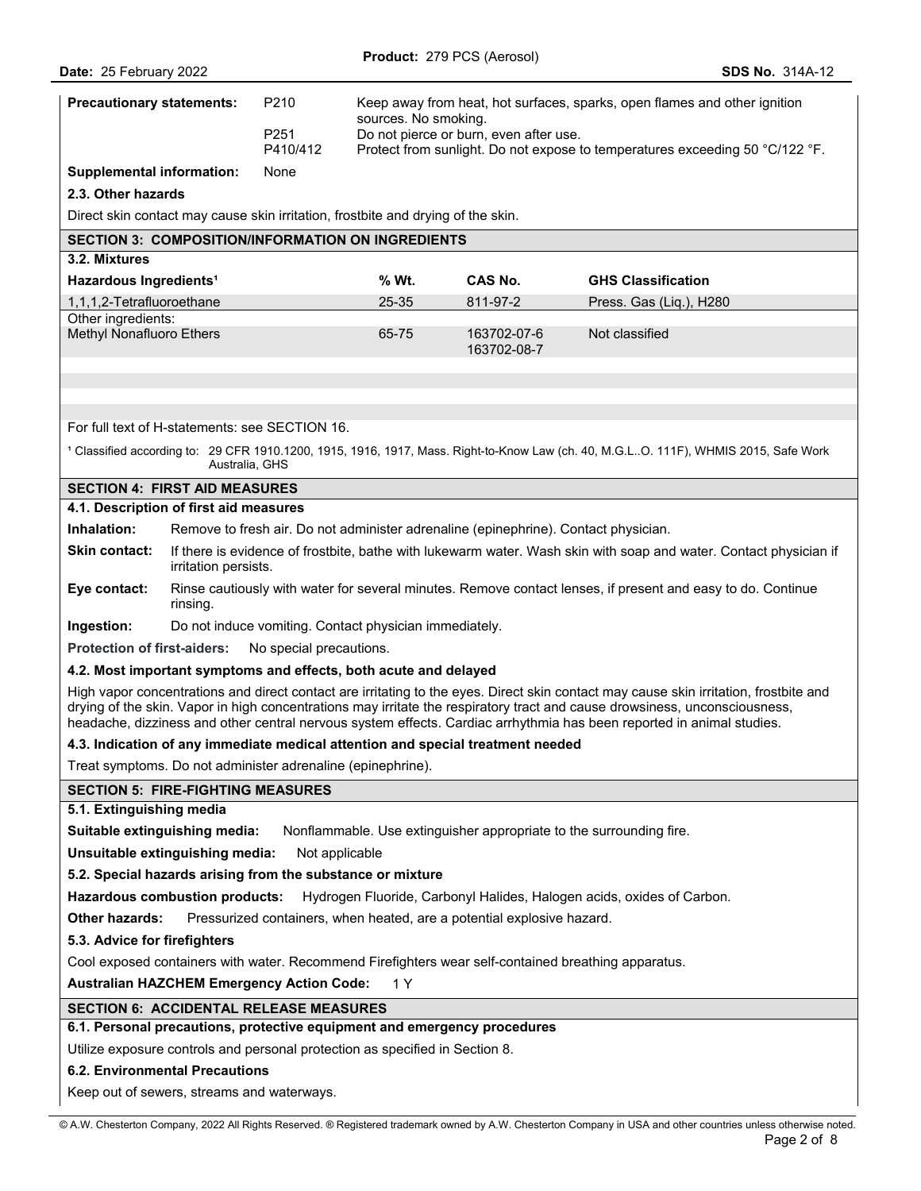| **Precautionary statements:** | P210 | Keep away from heat, hot surfaces, sparks, open flames and other ignition sources. No smoking. |
|---|---|---|
| | P251 | Do not pierce or burn, even after use. |
| | P410/412 | Protect from sunlight. Do not expose to temperatures exceeding 50 °C/122 °F. |

**Supplemental information:** None

### 2.3. Other hazards

Direct skin contact may cause skin irritation, frostbite and drying of the skin.

## SECTION 3: COMPOSITION/INFORMATION ON INGREDIENTS

### 3.2. Mixtures

| Hazardous Ingredients[1] | % Wt. | CAS No. | GHS Classification |
|---|---|---|---|
| 1,1,1,2-Tetrafluoroethane | 25-35 | 811-97-2 | Press. Gas (Liq.), H280 |
| Other ingredients: | | | |
| Methyl Nonafluoro Ethers | 65-75 | 163702-07-6<br>163702-08-7 | Not classified |

For full text of H-statements: see SECTION 16.

[1] Classified according to: 29 CFR 1910.1200, 1915, 1916, 1917, Mass. Right-to-Know Law (ch. 40, M.G.L..O. 111F), WHMIS 2015, Safe Work Australia, GHS

## SECTION 4: FIRST AID MEASURES

### 4.1. Description of first aid measures

**Inhalation:** Remove to fresh air. Do not administer adrenaline (epinephrine). Contact physician.

**Skin contact:** If there is evidence of frostbite, bathe with lukewarm water. Wash skin with soap and water. Contact physician if irritation persists.

**Eye contact:** Rinse cautiously with water for several minutes. Remove contact lenses, if present and easy to do. Continue rinsing.

**Ingestion:** Do not induce vomiting. Contact physician immediately.

**Protection of first-aiders:** No special precautions.

### 4.2. Most important symptoms and effects, both acute and delayed

High vapor concentrations and direct contact are irritating to the eyes. Direct skin contact may cause skin irritation, frostbite and drying of the skin. Vapor in high concentrations may irritate the respiratory tract and cause drowsiness, unconsciousness, headache, dizziness and other central nervous system effects. Cardiac arrhythmia has been reported in animal studies.

### 4.3. Indication of any immediate medical attention and special treatment needed

Treat symptoms. Do not administer adrenaline (epinephrine).

## SECTION 5: FIRE-FIGHTING MEASURES

### 5.1. Extinguishing media

**Suitable extinguishing media:** Nonflammable. Use extinguisher appropriate to the surrounding fire.

**Unsuitable extinguishing media:** Not applicable

### 5.2. Special hazards arising from the substance or mixture

**Hazardous combustion products:** Hydrogen Fluoride, Carbonyl Halides, Halogen acids, oxides of Carbon.

**Other hazards:** Pressurized containers, when heated, are a potential explosive hazard.

### 5.3. Advice for firefighters

Cool exposed containers with water. Recommend Firefighters wear self-contained breathing apparatus.

**Australian HAZCHEM Emergency Action Code:** 1 Y

## SECTION 6: ACCIDENTAL RELEASE MEASURES

### 6.1. Personal precautions, protective equipment and emergency procedures

Utilize exposure controls and personal protection as specified in Section 8.

### 6.2. Environmental Precautions

Keep out of sewers, streams and waterways.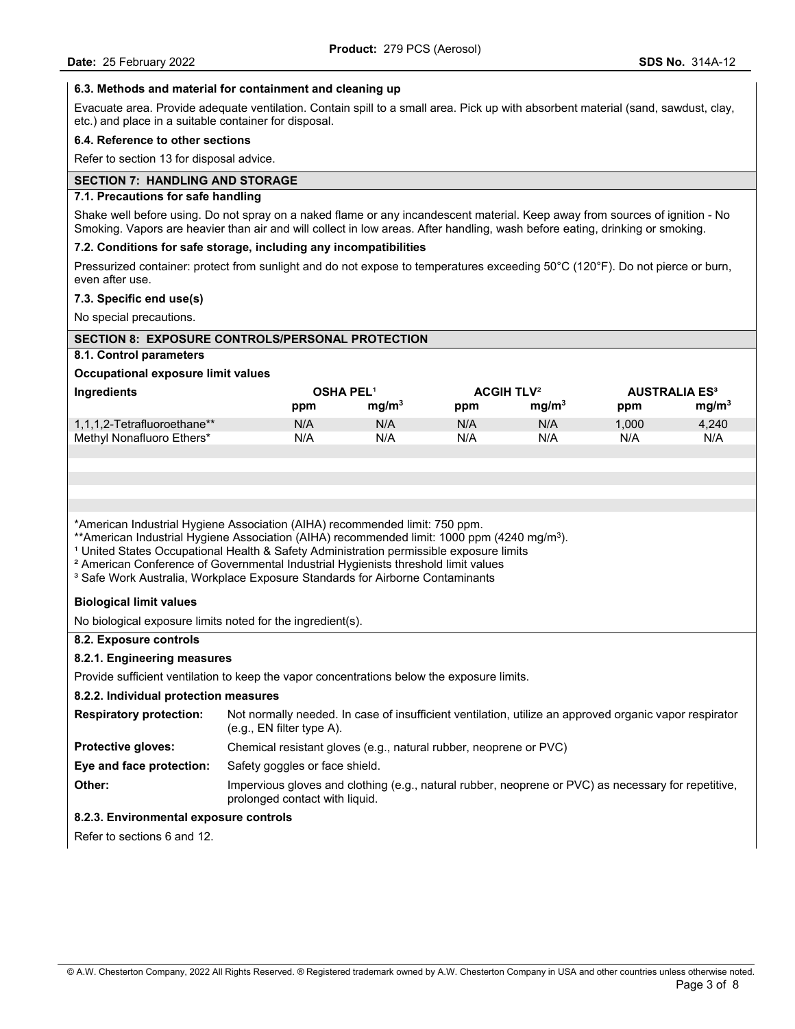### 6.3. Methods and material for containment and cleaning up

Evacuate area. Provide adequate ventilation. Contain spill to a small area. Pick up with absorbent material (sand, sawdust, clay, etc.) and place in a suitable container for disposal.

### 6.4. Reference to other sections

Refer to section 13 for disposal advice.

## SECTION 7: HANDLING AND STORAGE

### 7.1. Precautions for safe handling

Shake well before using. Do not spray on a naked flame or any incandescent material. Keep away from sources of ignition - No Smoking. Vapors are heavier than air and will collect in low areas. After handling, wash before eating, drinking or smoking.

### 7.2. Conditions for safe storage, including any incompatibilities

Pressurized container: protect from sunlight and do not expose to temperatures exceeding 50°C (120°F). Do not pierce or burn, even after use.

### 7.3. Specific end use(s)

No special precautions.

## SECTION 8: EXPOSURE CONTROLS/PERSONAL PROTECTION

### 8.1. Control parameters

**Occupational exposure limit values**

| Ingredients | OSHA PEL[1] | | ACGIH TLV[2] | | AUSTRALIA ES[3] | |
|---|---|---|---|---|---|---|
| | ppm | $mg/m^3$ | ppm | $mg/m^3$ | ppm | $mg/m^3$ |
| 1,1,1,2-Tetrafluoroethane** | N/A | N/A | N/A | N/A | 1,000 | 4,240 |
| Methyl Nonafluoro Ethers* | N/A | N/A | N/A | N/A | N/A | N/A |

*American Industrial Hygiene Association (AIHA) recommended limit: 750 ppm.

**American Industrial Hygiene Association (AIHA) recommended limit: 1000 ppm (4240 $mg/m^3$).

[1] United States Occupational Health & Safety Administration permissible exposure limits

[2] American Conference of Governmental Industrial Hygienists threshold limit values

[3] Safe Work Australia, Workplace Exposure Standards for Airborne Contaminants

**Biological limit values**

No biological exposure limits noted for the ingredient(s).

### 8.2. Exposure controls

#### 8.2.1. Engineering measures

Provide sufficient ventilation to keep the vapor concentrations below the exposure limits.

#### 8.2.2. Individual protection measures

**Respiratory protection:** Not normally needed. In case of insufficient ventilation, utilize an approved organic vapor respirator (e.g., EN filter type A).

**Protective gloves:** Chemical resistant gloves (e.g., natural rubber, neoprene or PVC)

**Eye and face protection:** Safety goggles or face shield.

**Other:** Impervious gloves and clothing (e.g., natural rubber, neoprene or PVC) as necessary for repetitive, prolonged contact with liquid.

#### 8.2.3. Environmental exposure controls

Refer to sections 6 and 12.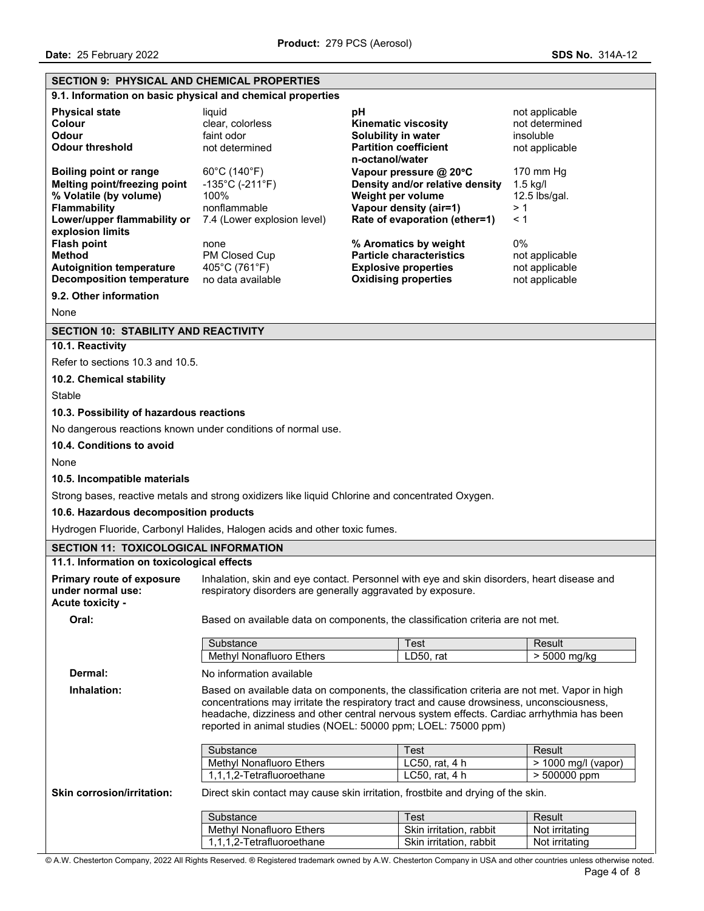## SECTION 9: PHYSICAL AND CHEMICAL PROPERTIES

### 9.1. Information on basic physical and chemical properties

| Property | Value | Property | Value |
|---|---|---|---|
| **Physical state** | liquid | **pH** | not applicable |
| **Colour** | clear, colorless | **Kinematic viscosity** | not determined |
| **Odour** | faint odor | **Solubility in water** | insoluble |
| **Odour threshold** | not determined | **Partition coefficient n-octanol/water** | not applicable |
| **Boiling point or range** | 60°C (140°F) | **Vapour pressure @ 20°C** | 170 mm Hg |
| **Melting point/freezing point** | -135°C (-211°F) | **Density and/or relative density** | 1.5 kg/l |
| **% Volatile (by volume)** | 100% | **Weight per volume** | 12.5 lbs/gal. |
| **Flammability** | nonflammable | **Vapour density (air=1)** | > 1 |
| **Lower/upper flammability or explosion limits** | 7.4 (Lower explosion level) | **Rate of evaporation (ether=1)** | < 1 |
| **Flash point** | none | **% Aromatics by weight** | 0% |
| **Method** | PM Closed Cup | **Particle characteristics** | not applicable |
| **Autoignition temperature** | 405°C (761°F) | **Explosive properties** | not applicable |
| **Decomposition temperature** | no data available | **Oxidising properties** | not applicable |

### 9.2. Other information

None

## SECTION 10: STABILITY AND REACTIVITY

### 10.1. Reactivity

Refer to sections 10.3 and 10.5.

### 10.2. Chemical stability

Stable

### 10.3. Possibility of hazardous reactions

No dangerous reactions known under conditions of normal use.

### 10.4. Conditions to avoid

None

### 10.5. Incompatible materials

Strong bases, reactive metals and strong oxidizers like liquid Chlorine and concentrated Oxygen.

### 10.6. Hazardous decomposition products

Hydrogen Fluoride, Carbonyl Halides, Halogen acids and other toxic fumes.

## SECTION 11: TOXICOLOGICAL INFORMATION

### 11.1. Information on toxicological effects

**Primary route of exposure under normal use:** Inhalation, skin and eye contact. Personnel with eye and skin disorders, heart disease and respiratory disorders are generally aggravated by exposure.

**Acute toxicity -**

**Oral:** Based on available data on components, the classification criteria are not met.

| Substance | Test | Result |
|---|---|---|
| Methyl Nonafluoro Ethers | LD50, rat | > 5000 mg/kg |

**Dermal:** No information available

**Inhalation:** Based on available data on components, the classification criteria are not met. Vapor in high concentrations may irritate the respiratory tract and cause drowsiness, unconsciousness, headache, dizziness and other central nervous system effects. Cardiac arrhythmia has been reported in animal studies (NOEL: 50000 ppm; LOEL: 75000 ppm)

| Substance | Test | Result |
|---|---|---|
| Methyl Nonafluoro Ethers | LC50, rat, 4 h | > 1000 mg/l (vapor) |
| 1,1,1,2-Tetrafluoroethane | LC50, rat, 4 h | > 500000 ppm |

**Skin corrosion/irritation:** Direct skin contact may cause skin irritation, frostbite and drying of the skin.

| Substance | Test | Result |
|---|---|---|
| Methyl Nonafluoro Ethers | Skin irritation, rabbit | Not irritating |
| 1,1,1,2-Tetrafluoroethane | Skin irritation, rabbit | Not irritating |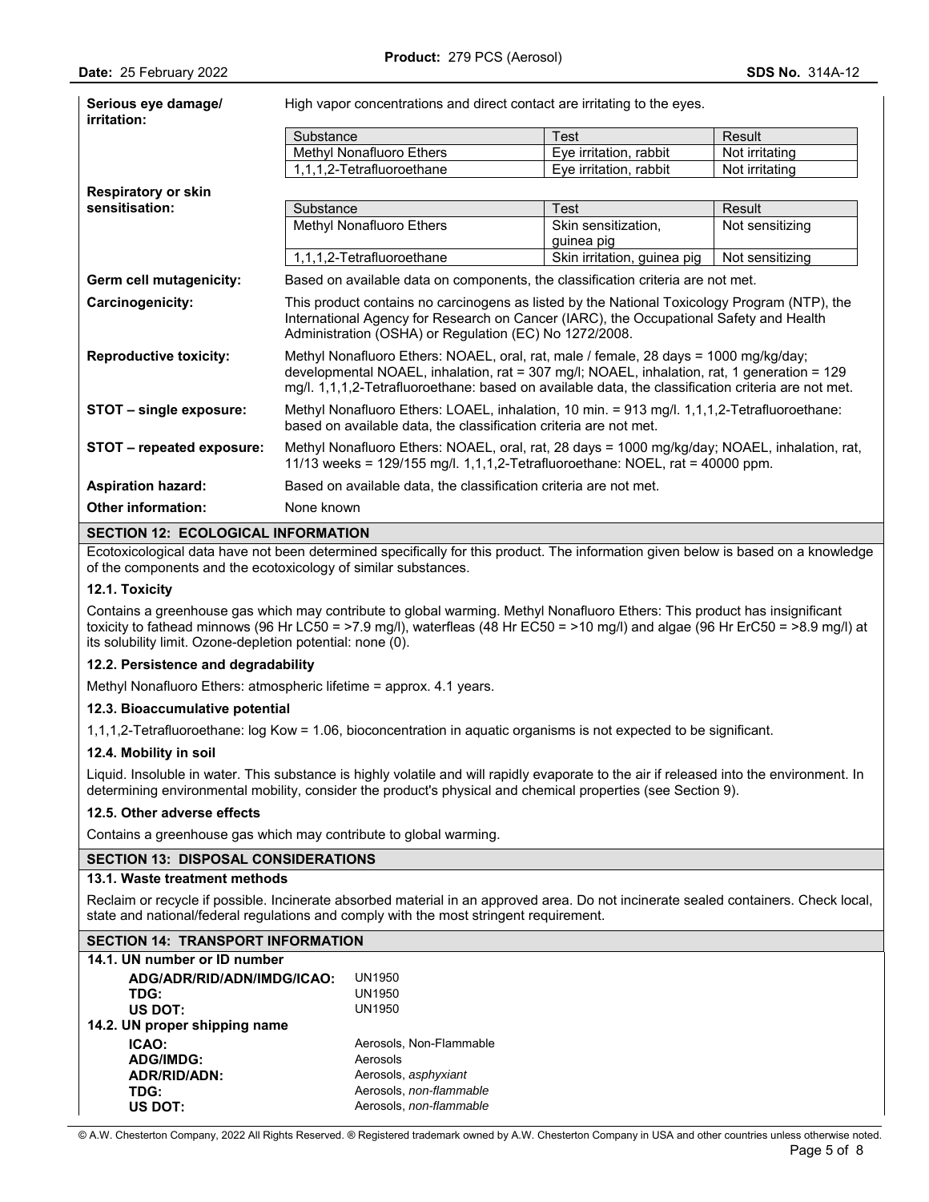**Serious eye damage/ irritation:** High vapor concentrations and direct contact are irritating to the eyes.

| Substance | Test | Result |
|---|---|---|
| Methyl Nonafluoro Ethers | Eye irritation, rabbit | Not irritating |
| 1,1,1,2-Tetrafluoroethane | Eye irritation, rabbit | Not irritating |

**Respiratory or skin sensitisation:**

| Substance | Test | Result |
|---|---|---|
| Methyl Nonafluoro Ethers | Skin sensitization, guinea pig | Not sensitizing |
| 1,1,1,2-Tetrafluoroethane | Skin irritation, guinea pig | Not sensitizing |

**Germ cell mutagenicity:** Based on available data on components, the classification criteria are not met.

**Carcinogenicity:** This product contains no carcinogens as listed by the National Toxicology Program (NTP), the International Agency for Research on Cancer (IARC), the Occupational Safety and Health Administration (OSHA) or Regulation (EC) No 1272/2008.

**Reproductive toxicity:** Methyl Nonafluoro Ethers: NOAEL, oral, rat, male / female, 28 days = 1000 mg/kg/day; developmental NOAEL, inhalation, rat = 307 mg/l; NOAEL, inhalation, rat, 1 generation = 129 mg/l. 1,1,1,2-Tetrafluoroethane: based on available data, the classification criteria are not met.

**STOT – single exposure:** Methyl Nonafluoro Ethers: LOAEL, inhalation, 10 min. = 913 mg/l. 1,1,1,2-Tetrafluoroethane: based on available data, the classification criteria are not met.

**STOT – repeated exposure:** Methyl Nonafluoro Ethers: NOAEL, oral, rat, 28 days = 1000 mg/kg/day; NOAEL, inhalation, rat, 11/13 weeks = 129/155 mg/l. 1,1,1,2-Tetrafluoroethane: NOEL, rat = 40000 ppm.

**Aspiration hazard:** Based on available data, the classification criteria are not met.

**Other information:** None known

## SECTION 12: ECOLOGICAL INFORMATION

Ecotoxicological data have not been determined specifically for this product. The information given below is based on a knowledge of the components and the ecotoxicology of similar substances.

### 12.1. Toxicity

Contains a greenhouse gas which may contribute to global warming. Methyl Nonafluoro Ethers: This product has insignificant toxicity to fathead minnows (96 Hr LC50 = >7.9 mg/l), waterfleas (48 Hr EC50 = >10 mg/l) and algae (96 Hr ErC50 = >8.9 mg/l) at its solubility limit. Ozone-depletion potential: none (0).

### 12.2. Persistence and degradability

Methyl Nonafluoro Ethers: atmospheric lifetime = approx. 4.1 years.

### 12.3. Bioaccumulative potential

1,1,1,2-Tetrafluoroethane: log Kow = 1.06, bioconcentration in aquatic organisms is not expected to be significant.

### 12.4. Mobility in soil

Liquid. Insoluble in water. This substance is highly volatile and will rapidly evaporate to the air if released into the environment. In determining environmental mobility, consider the product's physical and chemical properties (see Section 9).

### 12.5. Other adverse effects

Contains a greenhouse gas which may contribute to global warming.

## SECTION 13: DISPOSAL CONSIDERATIONS

### 13.1. Waste treatment methods

Reclaim or recycle if possible. Incinerate absorbed material in an approved area. Do not incinerate sealed containers. Check local, state and national/federal regulations and comply with the most stringent requirement.

## SECTION 14: TRANSPORT INFORMATION

### 14.1. UN number or ID number

**ADG/ADR/RID/ADN/IMDG/ICAO:** UN1950
**TDG:** UN1950
**US DOT:** UN1950

### 14.2. UN proper shipping name

**ICAO:** Aerosols, Non-Flammable
**ADG/IMDG:** Aerosols
**ADR/RID/ADN:** Aerosols, *asphyxiant*
**TDG:** Aerosols, *non-flammable*
**US DOT:** Aerosols, *non-flammable*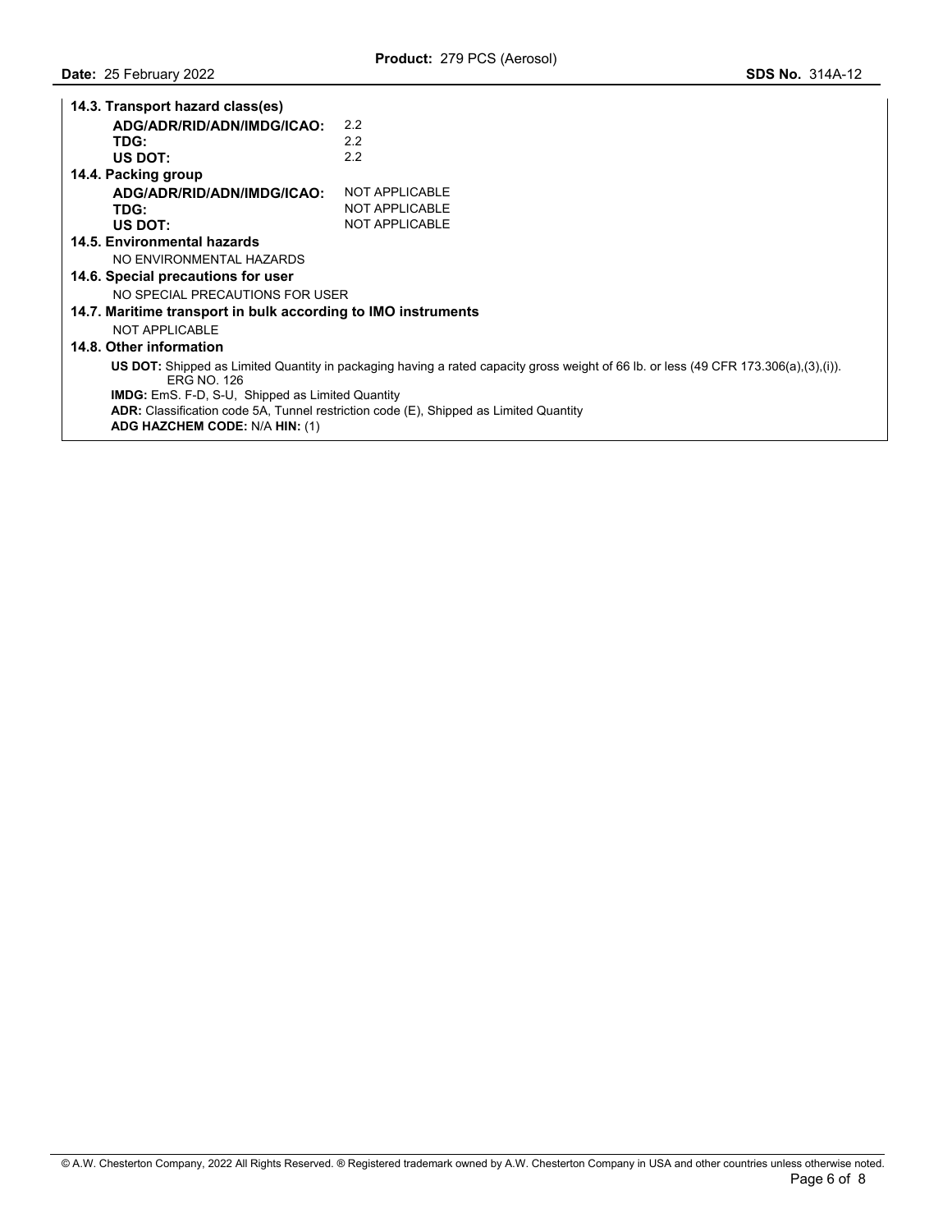**14.3. Transport hazard class(es)**

| | |
|---|---|
| **ADG/ADR/RID/ADN/IMDG/ICAO:** | 2.2 |
| **TDG:** | 2.2 |
| **US DOT:** | 2.2 |

**14.4. Packing group**

| | |
|---|---|
| **ADG/ADR/RID/ADN/IMDG/ICAO:** | NOT APPLICABLE |
| **TDG:** | NOT APPLICABLE |
| **US DOT:** | NOT APPLICABLE |

**14.5. Environmental hazards**

NO ENVIRONMENTAL HAZARDS

**14.6. Special precautions for user**

NO SPECIAL PRECAUTIONS FOR USER

**14.7. Maritime transport in bulk according to IMO instruments**

NOT APPLICABLE

**14.8. Other information**

**US DOT:** Shipped as Limited Quantity in packaging having a rated capacity gross weight of 66 lb. or less (49 CFR 173.306(a),(3),(i)). ERG NO. 126

**IMDG:** EmS. F-D, S-U, Shipped as Limited Quantity

**ADR:** Classification code 5A, Tunnel restriction code (E), Shipped as Limited Quantity

**ADG HAZCHEM CODE:** N/A **HIN:** (1)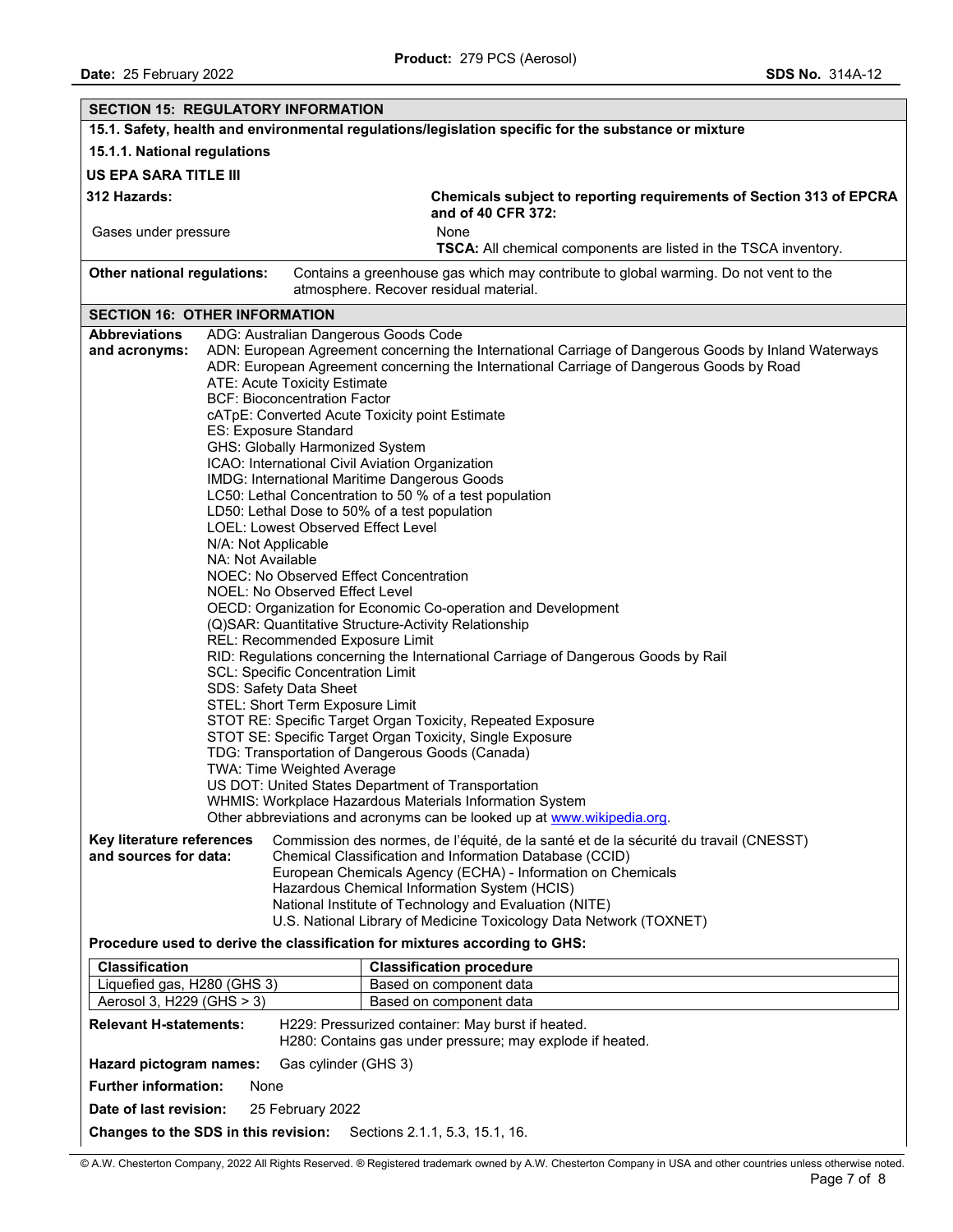## SECTION 15: REGULATORY INFORMATION

**15.1. Safety, health and environmental regulations/legislation specific for the substance or mixture**

**15.1.1. National regulations**

**US EPA SARA TITLE III**

**312 Hazards:**

Gases under pressure

**Chemicals subject to reporting requirements of Section 313 of EPCRA and of 40 CFR 372:**

None

**TSCA:** All chemical components are listed in the TSCA inventory.

**Other national regulations:** Contains a greenhouse gas which may contribute to global warming. Do not vent to the atmosphere. Recover residual material.

## SECTION 16: OTHER INFORMATION

**Abbreviations and acronyms:**

ADG: Australian Dangerous Goods Code
ADN: European Agreement concerning the International Carriage of Dangerous Goods by Inland Waterways
ADR: European Agreement concerning the International Carriage of Dangerous Goods by Road
ATE: Acute Toxicity Estimate
BCF: Bioconcentration Factor
cATpE: Converted Acute Toxicity point Estimate
ES: Exposure Standard
GHS: Globally Harmonized System
ICAO: International Civil Aviation Organization
IMDG: International Maritime Dangerous Goods
LC50: Lethal Concentration to 50 % of a test population
LD50: Lethal Dose to 50% of a test population
LOEL: Lowest Observed Effect Level
N/A: Not Applicable
NA: Not Available
NOEC: No Observed Effect Concentration
NOEL: No Observed Effect Level
OECD: Organization for Economic Co-operation and Development
(Q)SAR: Quantitative Structure-Activity Relationship
REL: Recommended Exposure Limit
RID: Regulations concerning the International Carriage of Dangerous Goods by Rail
SCL: Specific Concentration Limit
SDS: Safety Data Sheet
STEL: Short Term Exposure Limit
STOT RE: Specific Target Organ Toxicity, Repeated Exposure
STOT SE: Specific Target Organ Toxicity, Single Exposure
TDG: Transportation of Dangerous Goods (Canada)
TWA: Time Weighted Average
US DOT: United States Department of Transportation
WHMIS: Workplace Hazardous Materials Information System
Other abbreviations and acronyms can be looked up at www.wikipedia.org.

**Key literature references and sources for data:**

Commission des normes, de l'équité, de la santé et de la sécurité du travail (CNESST)
Chemical Classification and Information Database (CCID)
European Chemicals Agency (ECHA) - Information on Chemicals
Hazardous Chemical Information System (HCIS)
National Institute of Technology and Evaluation (NITE)
U.S. National Library of Medicine Toxicology Data Network (TOXNET)

**Procedure used to derive the classification for mixtures according to GHS:**

| Classification | Classification procedure |
| --- | --- |
| Liquefied gas, H280 (GHS 3) | Based on component data |
| Aerosol 3, H229 (GHS > 3) | Based on component data |

**Relevant H-statements:**
H229: Pressurized container: May burst if heated.
H280: Contains gas under pressure; may explode if heated.

**Hazard pictogram names:** Gas cylinder (GHS 3)

**Further information:** None

**Date of last revision:** 25 February 2022

**Changes to the SDS in this revision:** Sections 2.1.1, 5.3, 15.1, 16.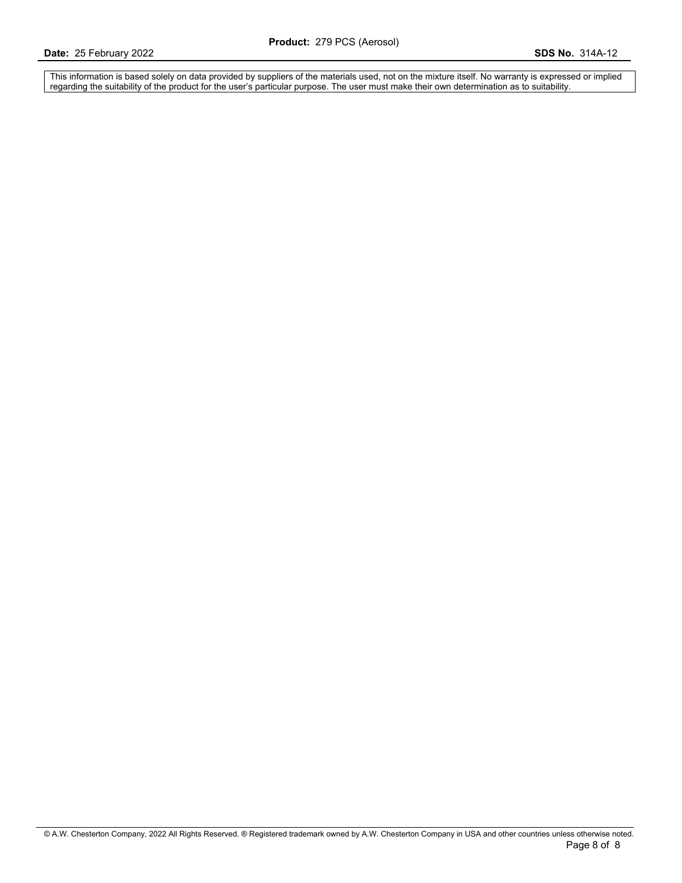This information is based solely on data provided by suppliers of the materials used, not on the mixture itself. No warranty is expressed or implied regarding the suitability of the product for the user's particular purpose. The user must make their own determination as to suitability.